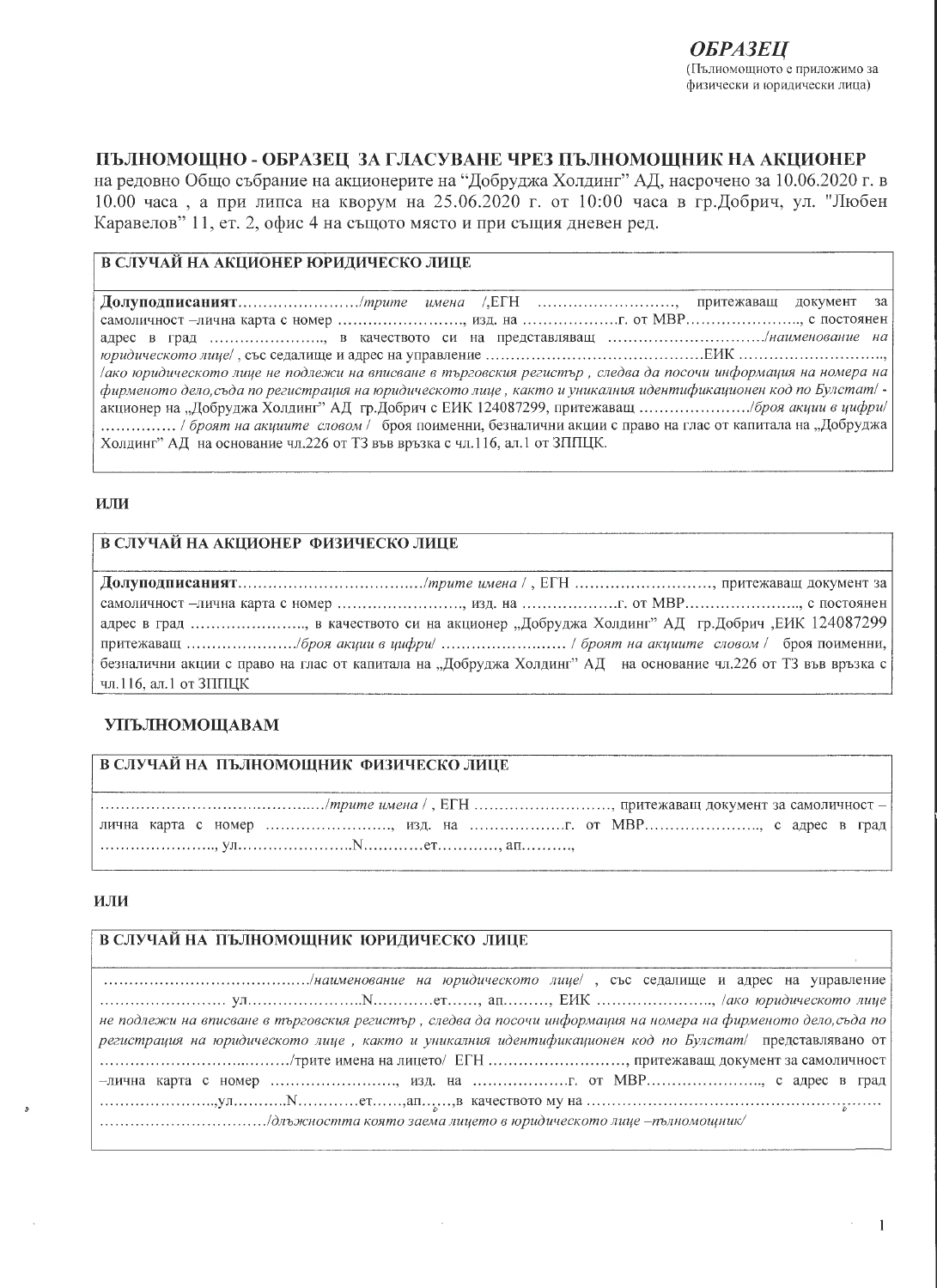***ОБРАЗЕЦ***

(Пълномощното е приложимо за физически и юридически лица)

**ПЪЛНОМОЩНО - ОБРАЗЕЦ ЗА ГЛАСУВАНЕ ЧРЕЗ ПЪЛНОМОЩНИК НА АКЦИОНЕР**
на редовно Общо събрание на акционерите на "Добруджа Холдинг" АД, насрочено за 10.06.2020 г. в 10.00 часа , а при липса на кворум на 25.06.2020 г. от 10:00 часа в гр.Добрич, ул. "Любен Каравелов" 11, ет. 2, офис 4 на същото място и при същия дневен ред.

**В СЛУЧАЙ НА АКЦИОНЕР ЮРИДИЧЕСКО ЛИЦЕ**

**Долуподписаният**……………………/*трите имена* /,ЕГН ………………………, притежаващ документ за самоличност –лична карта с номер ……………………., изд. на ………………г. от МВР………………….., с постоянен адрес в град …………………., в качеството си на представляващ …………………………/*наименование на юридическото лице*/ , със седалище и адрес на управление ……………………………………ЕИК ………………………., /*ако юридическото лице не подлежи на вписване в търговския регистър , следва да посочи информация на номера на фирменото дело,съда по регистрация на юридическото лице , както и уникалния идентификационен код по Булстат*/ - акционер на „Добруджа Холдинг" АД гр.Добрич с ЕИК 124087299, притежаващ …………………/*броя акции в цифри*/ …………… / *броят на акциите словом* / броя поименни, безналични акции с право на глас от капитала на „Добруджа Холдинг" АД на основание чл.226 от ТЗ във връзка с чл.116, ал.1 от ЗППЦК.

**ИЛИ**

**В СЛУЧАЙ НА АКЦИОНЕР ФИЗИЧЕСКО ЛИЦЕ**

**Долуподписаният**………………………………/*трите имена* / , ЕГН ………………………, притежаващ документ за самоличност –лична карта с номер ……………………., изд. на ………………г. от МВР………………….., с постоянен адрес в град …………………., в качеството си на акционер „Добруджа Холдинг" АД гр.Добрич ,ЕИК 124087299 притежаващ …………………/*броя акции в цифри*/ …………………… / *броят на акциите словом* / броя поименни, безналични акции с право на глас от капитала на „Добруджа Холдинг" АД на основание чл.226 от ТЗ във връзка с чл.116, ал.1 от ЗППЦК

**УПЪЛНОМОЩАВАМ**

**В СЛУЧАЙ НА ПЪЛНОМОЩНИК ФИЗИЧЕСКО ЛИЦЕ**

……………………………………/*трите имена* / , ЕГН ………………………, притежаващ документ за самоличност – лична карта с номер ……………………., изд. на ………………г. от МВР………………….., с адрес в град …………………., ул…………………..N…………ет…………, ап……….,

**ИЛИ**

**В СЛУЧАЙ НА ПЪЛНОМОЩНИК ЮРИДИЧЕСКО ЛИЦЕ**

…………………………………/*наименование на юридическото лице*/ , със седалище и адрес на управление …………………… ул…………………..N…………ет……, ап………, ЕИК …………………., /*ако юридическото лице не подлежи на вписване в търговския регистър , следва да посочи информация на номера на фирменото дело,съда по регистрация на юридическото лице , както и уникалния идентификационен код по Булстат*/ представлявано от ……………………..………/трите имена на лицето/ ЕГН ………………………, притежаващ документ за самоличност –лична карта с номер ……………………., изд. на ………………г. от МВР………………….., с адрес в град …………………..,ул……….N…………ет……,ап……,в качеството му на ………………………………………………… ……………………………/*длъжността която заема лицето в юридическото лице –пълномощник*/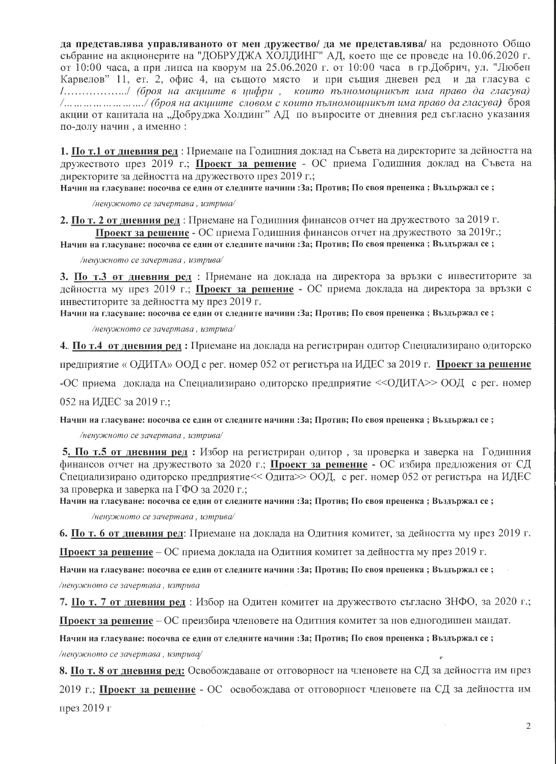**да представлява управляваното от мен дружество/ да ме представлява/** на редовното Общо събрание на акционерите на "ДОБРУДЖА ХОЛДИНГ" АД, което ще се проведе на 10.06.2020 г. от 10:00 часа, а при липса на кворум на 25.06.2020 г. от 10:00 часа в гр.Добрич, ул. "Любен Карвелов" 11, ет. 2, офис 4, на същото място и при същия дневен ред и да гласува с /................../ *(броя на акциите в цифри , които пълномощникът има право да гласува)* /......................../ *(броя на акциите словом с които пълномощникът има право да гласува)* броя акции от капитала на „Добруджа Холдинг" АД по въпросите от дневния ред съгласно указания по-долу начин , а именно :

**1. <u>По т.1 от дневния ред</u>** : Приемане на Годишния доклад на Съвета на директорите за дейността на дружеството през 2019 г.; **<u>Проект за решение</u>** - ОС приема Годишния доклад на Съвета на директорите за дейността на дружеството през 2019 г.;

**Начин на гласуване: посочва се един от следните начини :За; Против; По своя преценка ; Въздържал се ;**

*/ненужното се зачертава , изтрива/*

**2. <u>По т. 2 от дневния ред</u>** : Приемане на Годишния финансов отчет на дружеството за 2019 г. **<u>Проект за решение</u>** - ОС приема Годишния финансов отчет на дружеството за 2019г.;

**Начин на гласуване: посочва се един от следните начини :За; Против; По своя преценка ; Въздържал се ;**

*/ненужното се зачертава , изтрива/*

**3. <u>По т.3 от дневния ред</u>** : Приемане на доклада на директора за връзки с инвеститорите за дейността му през 2019 г.; **<u>Проект за решение</u>** - ОС приема доклада на директора за връзки с инвеститорите за дейността му през 2019 г.

**Начин на гласуване: посочва се един от следните начини :За; Против; По своя преценка ; Въздържал се ;**

*/ненужното се зачертава , изтрива/*

**4. <u>По т.4 от дневния ред</u> :** Приемане на доклада на регистриран одитор Специализирано одиторско предприятие « ОДИТА» ООД с рег. номер 052 от регистъра на ИДЕС за 2019 г. **<u>Проект за решение</u>** -ОС приема доклада на Специализирано одиторско предприятие <<ОДИТА>> ООД с рег. номер 052 на ИДЕС за 2019 г.;

**Начин на гласуване: посочва се един от следните начини :За; Против; По своя преценка ; Въздържал се ;**

*/ненужното се зачертава , изтрива/*

**<u>5. По т.5 от дневния ред</u> :** Избор на регистриран одитор , за проверка и заверка на Годишния финансов отчет на дружеството за 2020 г.; **<u>Проект за решение</u>** - ОС избира предложения от СД Специализирано одиторско предприятие<< Одита>> ООД, с рег. номер 052 от регистъра на ИДЕС за проверка и заверка на ГФО за 2020 г.;

**Начин на гласуване: посочва се един от следните начини :За; Против; По своя преценка ; Въздържал се ;**

*/ненужното се зачертава , изтрива/*

**6. <u>По т. 6 от дневния ред</u>**: Приемане на доклада на Одитния комитет, за дейността му през 2019 г.

**<u>Проект за решение</u>** – ОС приема доклада на Одитния комитет за дейността му през 2019 г.

**Начин на гласуване: посочва се един от следните начини :За; Против; По своя преценка ; Въздържал се ;**

*/ненужното се зачертава , изтрива*

**7. <u>По т. 7 от дневния ред</u>** : Избор на Одитен комитет на дружеството съгласно ЗНФО, за 2020 г.;

**<u>Проект за решение</u>** – ОС преизбира членовете на Одитния комитет за нов едногодишен мандат.

**Начин на гласуване: посочва се един от следните начини :За; Против; По своя преценка ; Въздържал се ;**

*/ненужното се зачертава , изтрива/*

**8. <u>По т. 8 от дневния ред:</u>** Освобождаване от отговорност на членовете на СД за дейността им през 2019 г.; **<u>Проект за решение</u>** - ОС освобождава от отговорност членовете на СД за дейността им през 2019 г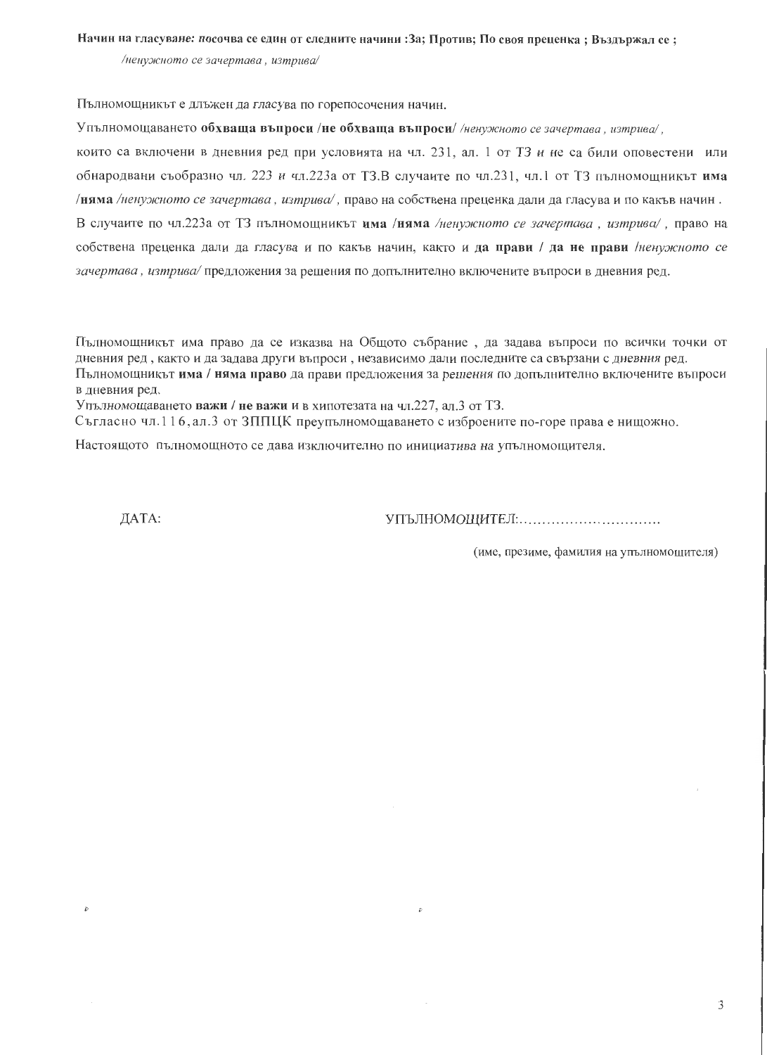**Начин на гласуване: посочва се един от следните начини :За; Против; По своя преценка ; Въздържал се ;**

*/ненужното се зачертава , изтрива/*

Пълномощникът е длъжен да гласува по горепосочения начин.

Упълномощаването **обхваща въпроси /не обхваща въпроси/** */ненужното се зачертава , изтрива/* ,

които са включени в дневния ред при условията на чл. 231, ал. 1 от ТЗ и не са били оповестени или обнародвани съобразно чл. 223 и чл.223а от ТЗ.В случаите по чл.231, чл.1 от ТЗ пълномощникът **има /няма** */ненужното се зачертава , изтрива/* , право на собствена преценка дали да гласува и по какъв начин .

В случаите по чл.223а от ТЗ пълномощникът **има /няма** */ненужното се зачертава , изтрива/* , право на собствена преценка дали да гласува и по какъв начин, както и **да прави / да не прави** */ненужното се зачертава , изтрива/* предложения за решения по допълнително включените въпроси в дневния ред.

Пълномощникът има право да се изказва на Общото събрание , да задава въпроси по всички точки от дневния ред , както и да задава други въпроси , независимо дали последните са свързани с дневния ред.

Пълномощникът **има / няма право** да прави предложения за решения по допълнително включените въпроси в дневния ред.

Упълномощаването **важи / не важи** и в хипотезата на чл.227, ал.3 от ТЗ.

Съгласно чл.116,ал.3 от ЗППЦК преупълномощаването с изброените по-горе права е нищожно.

Настоящото пълномощното се дава изключително по инициатива на упълномощителя.

ДАТА: УПЪЛНОМОЩИТЕЛ:..............................

(име, презиме, фамилия на упълномощителя)